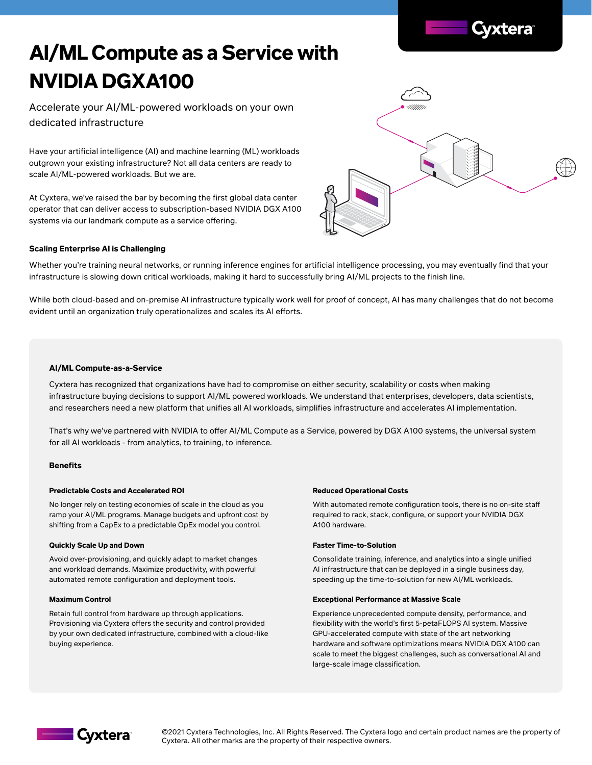# AI/ML Compute as a Service with NVIDIA DGXA100

Accelerate your AI/ML-powered workloads on your own dedicated infrastructure

Have your artificial intelligence (AI) and machine learning (ML) workloads outgrown your existing infrastructure? Not all data centers are ready to scale AI/ML-powered workloads. But we are.

At Cyxtera, we've raised the bar by becoming the first global data center operator that can deliver access to subscription-based NVIDIA DGX A100 systems via our landmark compute as a service offering.

### Scaling Enterprise AI is Challenging

Whether you're training neural networks, or running inference engines for artificial intelligence processing, you may eventually find that your infrastructure is slowing down critical workloads, making it hard to successfully bring AI/ML projects to the finish line.

While both cloud-based and on-premise AI infrastructure typically work well for proof of concept, AI has many challenges that do not become evident until an organization truly operationalizes and scales its AI efforts.

### AI/ML Compute-as-a-Service

Cyxtera has recognized that organizations have had to compromise on either security, scalability or costs when making infrastructure buying decisions to support AI/ML powered workloads. We understand that enterprises, developers, data scientists, and researchers need a new platform that unifies all AI workloads, simplifies infrastructure and accelerates AI implementation.

That's why we've partnered with NVIDIA to offer AI/ML Compute as a Service, powered by DGX A100 systems, the universal system for all AI workloads - from analytics, to training, to inference.

### Benefits

**Predictable Costs and Accelerated ROI**

No longer rely on testing economies of scale in the cloud as you ramp your AI/ML programs. Manage budgets and upfront cost by shifting from a CapEx to a predictable OpEx model you control.

**Quickly Scale Up and Down**

Avoid over-provisioning, and quickly adapt to market changes and workload demands. Maximize productivity, with powerful automated remote configuration and deployment tools.

**Maximum Control**

Retain full control from hardware up through applications. Provisioning via Cyxtera offers the security and control provided by your own dedicated infrastructure, combined with a cloud-like buying experience.

**Reduced Operational Costs**

With automated remote configuration tools, there is no on-site staff required to rack, stack, configure, or support your NVIDIA DGX A100 hardware.

**Faster Time-to-Solution**

Consolidate training, inference, and analytics into a single unified AI infrastructure that can be deployed in a single business day, speeding up the time-to-solution for new AI/ML workloads.

**Exceptional Performance at Massive Scale**

Experience unprecedented compute density, performance, and flexibility with the world's first 5-petaFLOPS AI system. Massive GPU-accelerated compute with state of the art networking hardware and software optimizations means NVIDIA DGX A100 can scale to meet the biggest challenges, such as conversational AI and large-scale image classification.

©2021 Cyxtera Technologies, Inc. All Rights Reserved. The Cyxtera logo and certain product names are the property of Cyxtera. All other marks are the property of their respective owners.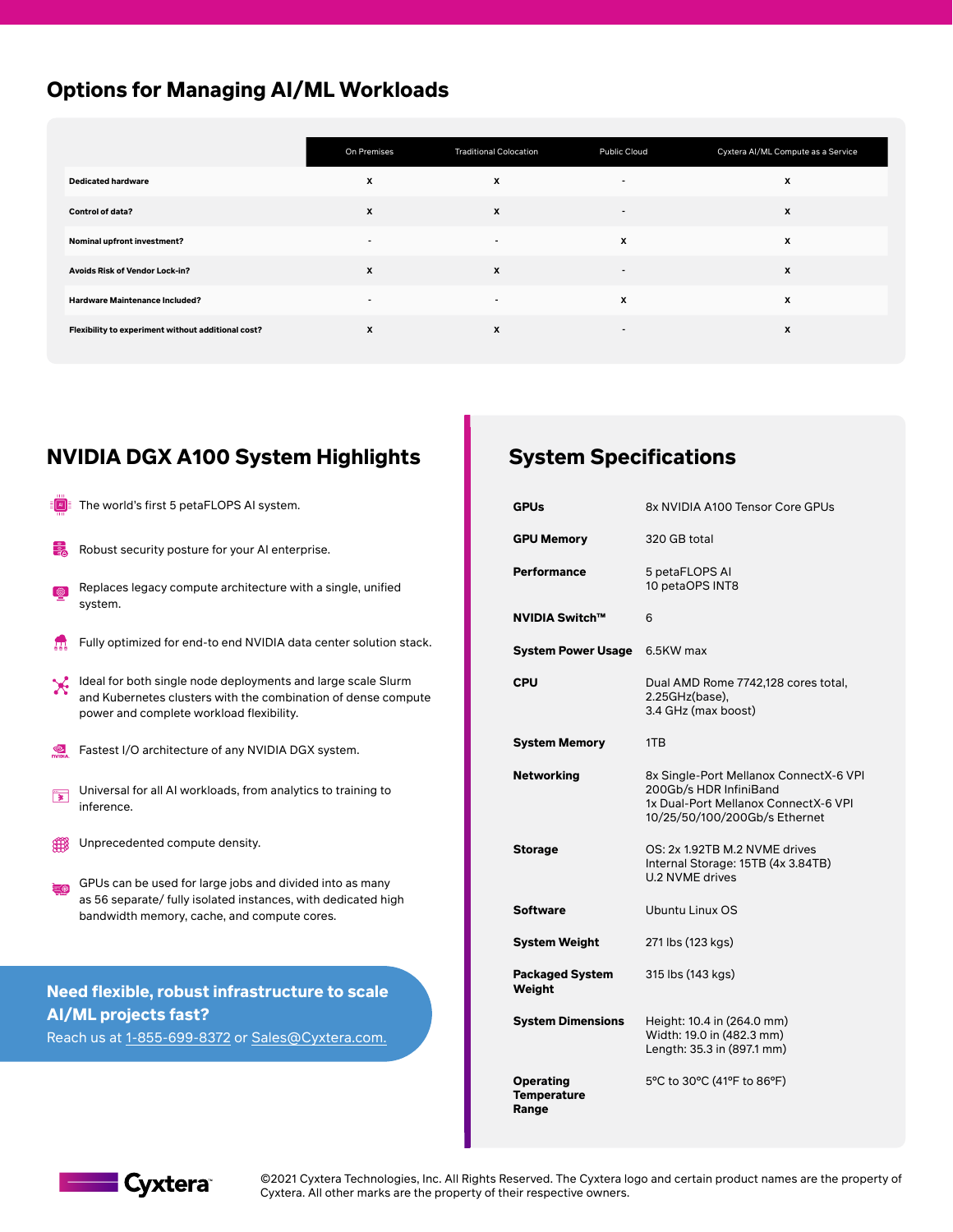## Options for Managing AI/ML Workloads

| | On Premises | Traditional Colocation | Public Cloud | Cyxtera AI/ML Compute as a Service |
|---|---|---|---|---|
| **Dedicated hardware** | x | x | - | x |
| **Control of data?** | x | x | - | x |
| **Nominal upfront investment?** | - | - | x | x |
| **Avoids Risk of Vendor Lock-in?** | x | x | - | x |
| **Hardware Maintenance Included?** | - | - | x | x |
| **Flexibility to experiment without additional cost?** | x | x | - | x |

## NVIDIA DGX A100 System Highlights

- The world's first 5 petaFLOPS AI system.
- Robust security posture for your AI enterprise.
- Replaces legacy compute architecture with a single, unified system.
- Fully optimized for end-to end NVIDIA data center solution stack.
- Ideal for both single node deployments and large scale Slurm and Kubernetes clusters with the combination of dense compute power and complete workload flexibility.
- Fastest I/O architecture of any NVIDIA DGX system.
- Universal for all AI workloads, from analytics to training to inference.
- Unprecedented compute density.
- GPUs can be used for large jobs and divided into as many as 56 separate/ fully isolated instances, with dedicated high bandwidth memory, cache, and compute cores.

**Need flexible, robust infrastructure to scale AI/ML projects fast?**

Reach us at 1-855-699-8372 or Sales@Cyxtera.com.

## System Specifications

| | |
|---|---|
| **GPUs** | 8x NVIDIA A100 Tensor Core GPUs |
| **GPU Memory** | 320 GB total |
| **Performance** | 5 petaFLOPS AI<br>10 petaOPS INT8 |
| **NVIDIA Switch™** | 6 |
| **System Power Usage** | 6.5KW max |
| **CPU** | Dual AMD Rome 7742,128 cores total, 2.25GHz(base), 3.4 GHz (max boost) |
| **System Memory** | 1TB |
| **Networking** | 8x Single-Port Mellanox ConnectX-6 VPI 200Gb/s HDR InfiniBand<br>1x Dual-Port Mellanox ConnectX-6 VPI 10/25/50/100/200Gb/s Ethernet |
| **Storage** | OS: 2x 1.92TB M.2 NVME drives<br>Internal Storage: 15TB (4x 3.84TB) U.2 NVME drives |
| **Software** | Ubuntu Linux OS |
| **System Weight** | 271 lbs (123 kgs) |
| **Packaged System Weight** | 315 lbs (143 kgs) |
| **System Dimensions** | Height: 10.4 in (264.0 mm)<br>Width: 19.0 in (482.3 mm)<br>Length: 35.3 in (897.1 mm) |
| **Operating Temperature Range** | 5°C to 30°C (41°F to 86°F) |

©2021 Cyxtera Technologies, Inc. All Rights Reserved. The Cyxtera logo and certain product names are the property of Cyxtera. All other marks are the property of their respective owners.